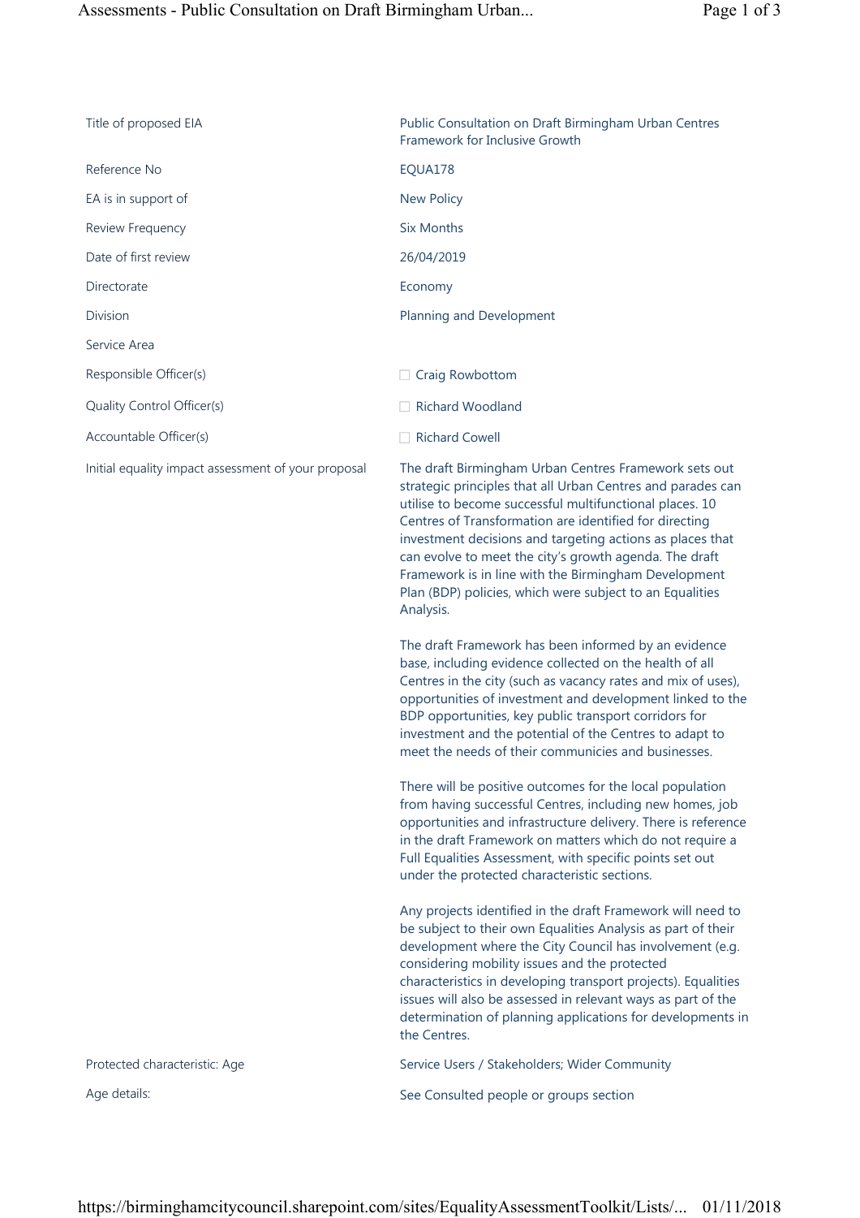| | |
|---|---|
| Title of proposed EIA | Public Consultation on Draft Birmingham Urban Centres Framework for Inclusive Growth |
| Reference No | EQUA178 |
| EA is in support of | New Policy |
| Review Frequency | Six Months |
| Date of first review | 26/04/2019 |
| Directorate | Economy |
| Division | Planning and Development |
| Service Area | |
| Responsible Officer(s) | ☐ Craig Rowbottom |
| Quality Control Officer(s) | ☐ Richard Woodland |
| Accountable Officer(s) | ☐ Richard Cowell |
| Initial equality impact assessment of your proposal | The draft Birmingham Urban Centres Framework sets out strategic principles that all Urban Centres and parades can utilise to become successful multifunctional places. 10 Centres of Transformation are identified for directing investment decisions and targeting actions as places that can evolve to meet the city's growth agenda. The draft Framework is in line with the Birmingham Development Plan (BDP) policies, which were subject to an Equalities Analysis.<br><br>The draft Framework has been informed by an evidence base, including evidence collected on the health of all Centres in the city (such as vacancy rates and mix of uses), opportunities of investment and development linked to the BDP opportunities, key public transport corridors for investment and the potential of the Centres to adapt to meet the needs of their communities and businesses.<br><br>There will be positive outcomes for the local population from having successful Centres, including new homes, job opportunities and infrastructure delivery. There is reference in the draft Framework on matters which do not require a Full Equalities Assessment, with specific points set out under the protected characteristic sections.<br><br>Any projects identified in the draft Framework will need to be subject to their own Equalities Analysis as part of their development where the City Council has involvement (e.g. considering mobility issues and the protected characteristics in developing transport projects). Equalities issues will also be assessed in relevant ways as part of the determination of planning applications for developments in the Centres. |
| Protected characteristic: Age | Service Users / Stakeholders; Wider Community |
| Age details: | See Consulted people or groups section |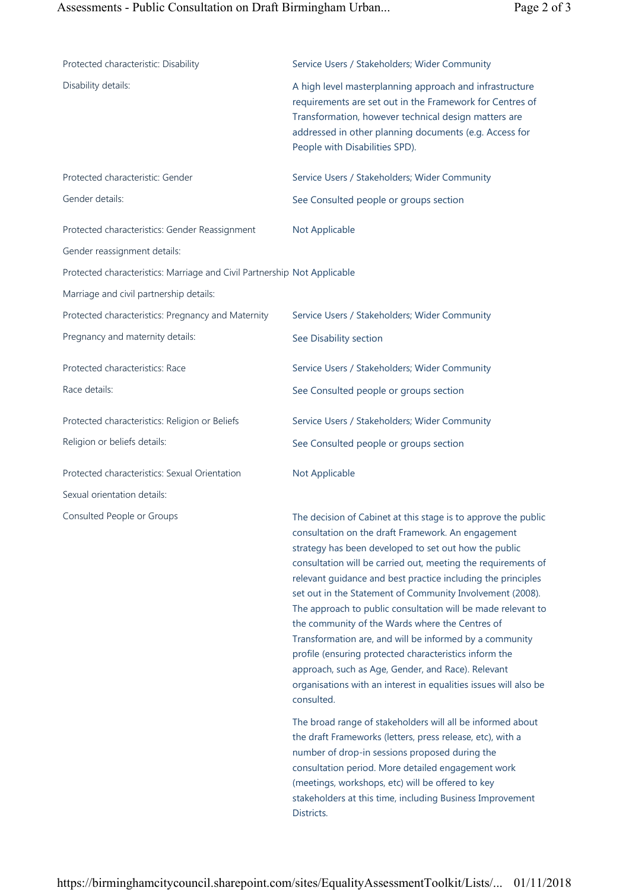| | |
|---|---|
| Protected characteristic: Disability | Service Users / Stakeholders; Wider Community |
| Disability details: | A high level masterplanning approach and infrastructure requirements are set out in the Framework for Centres of Transformation, however technical design matters are addressed in other planning documents (e.g. Access for People with Disabilities SPD). |
| Protected characteristic: Gender | Service Users / Stakeholders; Wider Community |
| Gender details: | See Consulted people or groups section |
| Protected characteristics: Gender Reassignment | Not Applicable |
| Gender reassignment details: | |
| Protected characteristics: Marriage and Civil Partnership | Not Applicable |
| Marriage and civil partnership details: | |
| Protected characteristics: Pregnancy and Maternity | Service Users / Stakeholders; Wider Community |
| Pregnancy and maternity details: | See Disability section |
| Protected characteristics: Race | Service Users / Stakeholders; Wider Community |
| Race details: | See Consulted people or groups section |
| Protected characteristics: Religion or Beliefs | Service Users / Stakeholders; Wider Community |
| Religion or beliefs details: | See Consulted people or groups section |
| Protected characteristics: Sexual Orientation | Not Applicable |
| Sexual orientation details: | |
| Consulted People or Groups | The decision of Cabinet at this stage is to approve the public consultation on the draft Framework. An engagement strategy has been developed to set out how the public consultation will be carried out, meeting the requirements of relevant guidance and best practice including the principles set out in the Statement of Community Involvement (2008). The approach to public consultation will be made relevant to the community of the Wards where the Centres of Transformation are, and will be informed by a community profile (ensuring protected characteristics inform the approach, such as Age, Gender, and Race). Relevant organisations with an interest in equalities issues will also be consulted.<br><br>The broad range of stakeholders will all be informed about the draft Frameworks (letters, press release, etc), with a number of drop-in sessions proposed during the consultation period. More detailed engagement work (meetings, workshops, etc) will be offered to key stakeholders at this time, including Business Improvement Districts. |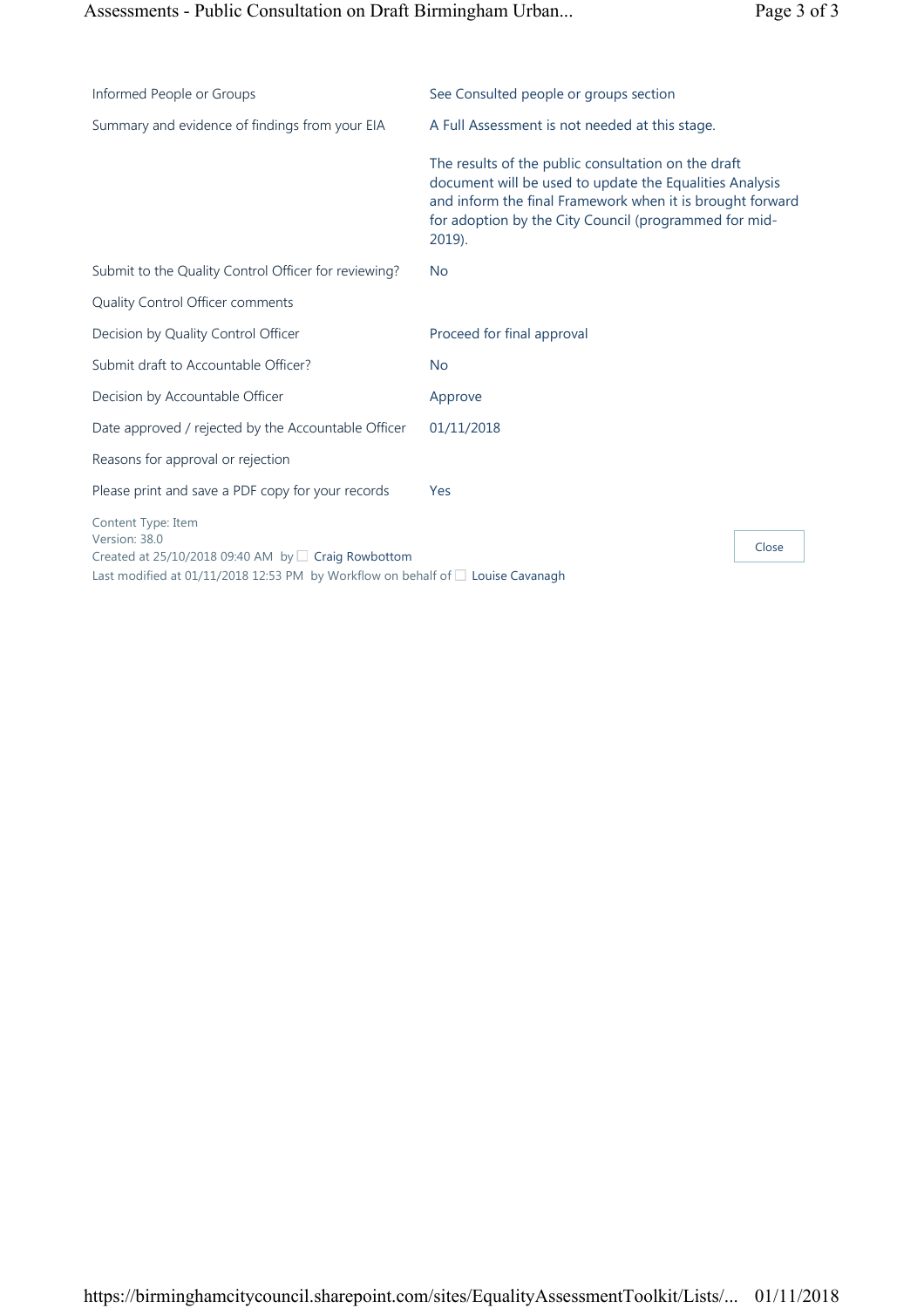| | |
|---|---|
| Informed People or Groups | See Consulted people or groups section |
| Summary and evidence of findings from your EIA | A Full Assessment is not needed at this stage.<br><br>The results of the public consultation on the draft document will be used to update the Equalities Analysis and inform the final Framework when it is brought forward for adoption by the City Council (programmed for mid-2019). |
| Submit to the Quality Control Officer for reviewing? | No |
| Quality Control Officer comments | |
| Decision by Quality Control Officer | Proceed for final approval |
| Submit draft to Accountable Officer? | No |
| Decision by Accountable Officer | Approve |
| Date approved / rejected by the Accountable Officer | 01/11/2018 |
| Reasons for approval or rejection | |
| Please print and save a PDF copy for your records | Yes |

Content Type: Item
Version: 38.0
Created at 25/10/2018 09:40 AM by Craig Rowbottom
Last modified at 01/11/2018 12:53 PM by Workflow on behalf of Louise Cavanagh

Close